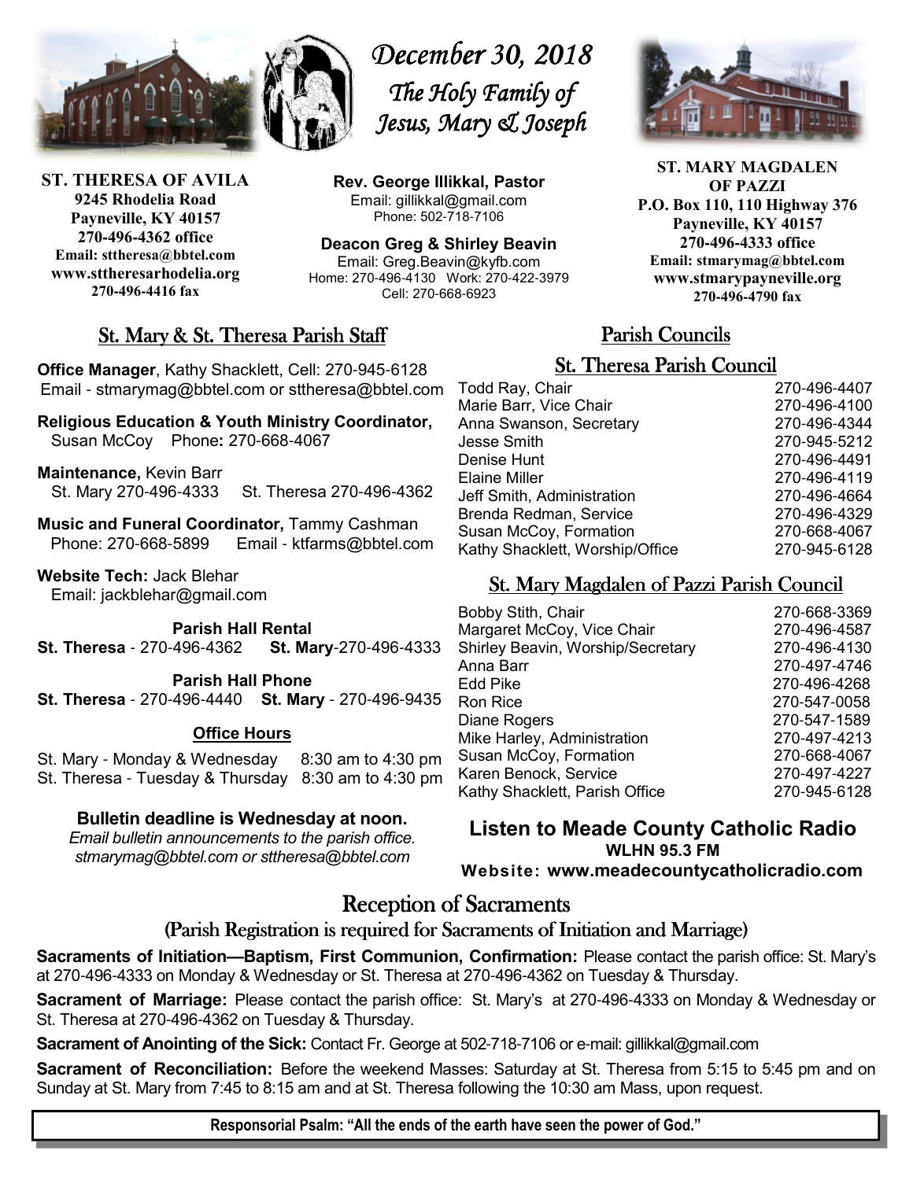# December 30, 2018

## *The Holy Family of Jesus, Mary & Joseph*

**ST. THERESA OF AVILA**
**9245 Rhodelia Road**
**Payneville, KY 40157**
**270-496-4362 office**
**Email: sttheresa@bbtel.com**
**www.sttheresarhodelia.org**
**270-496-4416 fax**

**Rev. George Illikkal, Pastor**
Email: gillikkal@gmail.com
Phone: 502-718-7106

**Deacon Greg & Shirley Beavin**
Email: Greg.Beavin@kyfb.com
Home: 270-496-4130 Work: 270-422-3979
Cell: 270-668-6923

**ST. MARY MAGDALEN OF PAZZI**
**P.O. Box 110, 110 Highway 376**
**Payneville, KY 40157**
**270-496-4333 office**
**Email: stmarymag@bbtel.com**
**www.stmarypayneville.org**
**270-496-4790 fax**

## St. Mary & St. Theresa Parish Staff

**Office Manager**, Kathy Shacklett, Cell: 270-945-6128
Email - stmarymag@bbtel.com or sttheresa@bbtel.com

**Religious Education & Youth Ministry Coordinator,**
Susan McCoy Phone**:** 270-668-4067

**Maintenance,** Kevin Barr
St. Mary 270-496-4333 St. Theresa 270-496-4362

**Music and Funeral Coordinator,** Tammy Cashman
Phone: 270-668-5899 Email - ktfarms@bbtel.com

**Website Tech:** Jack Blehar
Email: jackblehar@gmail.com

**Parish Hall Rental**
**St. Theresa** - 270-496-4362 **St. Mary**-270-496-4333

**Parish Hall Phone**
**St. Theresa** - 270-496-4440 **St. Mary** - 270-496-9435

**Office Hours**

St. Mary - Monday & Wednesday 8:30 am to 4:30 pm
St. Theresa - Tuesday & Thursday 8:30 am to 4:30 pm

**Bulletin deadline is Wednesday at noon.**
*Email bulletin announcements to the parish office.*
*stmarymag@bbtel.com or sttheresa@bbtel.com*

## Parish Councils

### St. Theresa Parish Council

| Name | Phone |
|---|---|
| Todd Ray, Chair | 270-496-4407 |
| Marie Barr, Vice Chair | 270-496-4100 |
| Anna Swanson, Secretary | 270-496-4344 |
| Jesse Smith | 270-945-5212 |
| Denise Hunt | 270-496-4491 |
| Elaine Miller | 270-496-4119 |
| Jeff Smith, Administration | 270-496-4664 |
| Brenda Redman, Service | 270-496-4329 |
| Susan McCoy, Formation | 270-668-4067 |
| Kathy Shacklett, Worship/Office | 270-945-6128 |

### St. Mary Magdalen of Pazzi Parish Council

| Name | Phone |
|---|---|
| Bobby Stith, Chair | 270-668-3369 |
| Margaret McCoy, Vice Chair | 270-496-4587 |
| Shirley Beavin, Worship/Secretary | 270-496-4130 |
| Anna Barr | 270-497-4746 |
| Edd Pike | 270-496-4268 |
| Ron Rice | 270-547-0058 |
| Diane Rogers | 270-547-1589 |
| Mike Harley, Administration | 270-497-4213 |
| Susan McCoy, Formation | 270-668-4067 |
| Karen Benock, Service | 270-497-4227 |
| Kathy Shacklett, Parish Office | 270-945-6128 |

**Listen to Meade County Catholic Radio**
**WLHN 95.3 FM**
**Website: www.meadecountycatholicradio.com**

## Reception of Sacraments

### (Parish Registration is required for Sacraments of Initiation and Marriage)

**Sacraments of Initiation—Baptism, First Communion, Confirmation:** Please contact the parish office: St. Mary's at 270-496-4333 on Monday & Wednesday or St. Theresa at 270-496-4362 on Tuesday & Thursday.

**Sacrament of Marriage:** Please contact the parish office: St. Mary's at 270-496-4333 on Monday & Wednesday or St. Theresa at 270-496-4362 on Tuesday & Thursday.

**Sacrament of Anointing of the Sick:** Contact Fr. George at 502-718-7106 or e-mail: gillikkal@gmail.com

**Sacrament of Reconciliation:** Before the weekend Masses: Saturday at St. Theresa from 5:15 to 5:45 pm and on Sunday at St. Mary from 7:45 to 8:15 am and at St. Theresa following the 10:30 am Mass, upon request.

**Responsorial Psalm: "All the ends of the earth have seen the power of God."**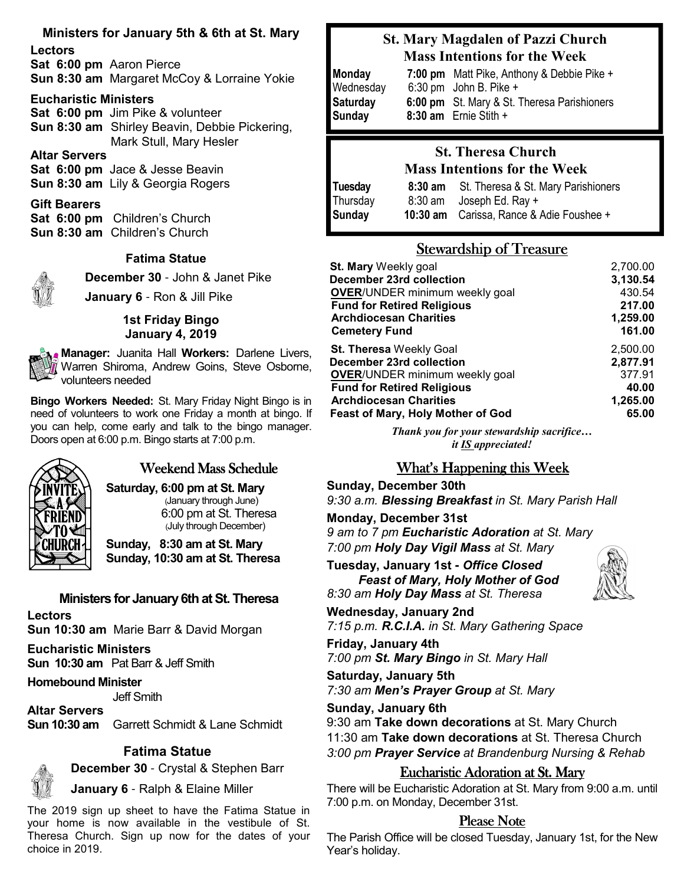## Ministers for January 5th & 6th at St. Mary

**Lectors**
**Sat 6:00 pm** Aaron Pierce
**Sun 8:30 am** Margaret McCoy & Lorraine Yokie

**Eucharistic Ministers**
**Sat 6:00 pm** Jim Pike & volunteer
**Sun 8:30 am** Shirley Beavin, Debbie Pickering, Mark Stull, Mary Hesler

**Altar Servers**
**Sat 6:00 pm** Jace & Jesse Beavin
**Sun 8:30 am** Lily & Georgia Rogers

**Gift Bearers**
**Sat 6:00 pm** Children's Church
**Sun 8:30 am** Children's Church

### Fatima Statue

**December 30** - John & Janet Pike
**January 6** - Ron & Jill Pike

### 1st Friday Bingo
### January 4, 2019

**Manager:** Juanita Hall **Workers:** Darlene Livers, Warren Shiroma, Andrew Goins, Steve Osborne, volunteers needed

**Bingo Workers Needed:** St. Mary Friday Night Bingo is in need of volunteers to work one Friday a month at bingo. If you can help, come early and talk to the bingo manager. Doors open at 6:00 p.m. Bingo starts at 7:00 p.m.

## Weekend Mass Schedule

INVITE A FRIEND TO CHURCH

**Saturday, 6:00 pm at St. Mary**
(January through June)
6:00 pm at St. Theresa
(July through December)

**Sunday, 8:30 am at St. Mary**
**Sunday, 10:30 am at St. Theresa**

## Ministers for January 6th at St. Theresa

**Lectors**
**Sun 10:30 am** Marie Barr & David Morgan

**Eucharistic Ministers**
**Sun 10:30 am** Pat Barr & Jeff Smith

**Homebound Minister**
Jeff Smith

**Altar Servers**
**Sun 10:30 am** Garrett Schmidt & Lane Schmidt

### Fatima Statue

**December 30** - Crystal & Stephen Barr
**January 6** - Ralph & Elaine Miller

The 2019 sign up sheet to have the Fatima Statue in your home is now available in the vestibule of St. Theresa Church. Sign up now for the dates of your choice in 2019.

## St. Mary Magdalen of Pazzi Church
## Mass Intentions for the Week

| | | |
|---|---|---|
| **Monday** | **7:00 pm** | Matt Pike, Anthony & Debbie Pike + |
| Wednesday | 6:30 pm | John B. Pike + |
| **Saturday** | **6:00 pm** | St. Mary & St. Theresa Parishioners |
| **Sunday** | **8:30 am** | Ernie Stith + |

## St. Theresa Church
## Mass Intentions for the Week

| | | |
|---|---|---|
| **Tuesday** | **8:30 am** | St. Theresa & St. Mary Parishioners |
| Thursday | 8:30 am | Joseph Ed. Ray + |
| **Sunday** | **10:30 am** | Carissa, Rance & Adie Foushee + |

## Stewardship of Treasure

| | |
|---|---|
| **St. Mary** Weekly goal | 2,700.00 |
| **December 23rd collection** | **3,130.54** |
| **OVER**/UNDER minimum weekly goal | 430.54 |
| **Fund for Retired Religious** | **217.00** |
| **Archdiocesan Charities** | **1,259.00** |
| **Cemetery Fund** | **161.00** |
| **St. Theresa** Weekly Goal | 2,500.00 |
| **December 23rd collection** | **2,877.91** |
| **OVER**/UNDER minimum weekly goal | 377.91 |
| **Fund for Retired Religious** | **40.00** |
| **Archdiocesan Charities** | **1,265.00** |
| **Feast of Mary, Holy Mother of God** | **65.00** |

*Thank you for your stewardship sacrifice… it IS appreciated!*

## What's Happening this Week

**Sunday, December 30th**
*9:30 a.m.* ***Blessing Breakfast*** *in St. Mary Parish Hall*

**Monday, December 31st**
*9 am to 7 pm* ***Eucharistic Adoration*** *at St. Mary*
*7:00 pm* ***Holy Day Vigil Mass*** *at St. Mary*

**Tuesday, January 1st -** ***Office Closed***
***Feast of Mary, Holy Mother of God***
*8:30 am* ***Holy Day Mass*** *at St. Theresa*

**Wednesday, January 2nd**
*7:15 p.m.* ***R.C.I.A.*** *in St. Mary Gathering Space*

**Friday, January 4th**
*7:00 pm* ***St. Mary Bingo*** *in St. Mary Hall*

**Saturday, January 5th**
*7:30 am* ***Men's Prayer Group*** *at St. Mary*

**Sunday, January 6th**
9:30 am **Take down decorations** at St. Mary Church
11:30 am **Take down decorations** at St. Theresa Church
*3:00 pm* ***Prayer Service*** *at Brandenburg Nursing & Rehab*

## Eucharistic Adoration at St. Mary

There will be Eucharistic Adoration at St. Mary from 9:00 a.m. until 7:00 p.m. on Monday, December 31st.

## Please Note

The Parish Office will be closed Tuesday, January 1st, for the New Year's holiday.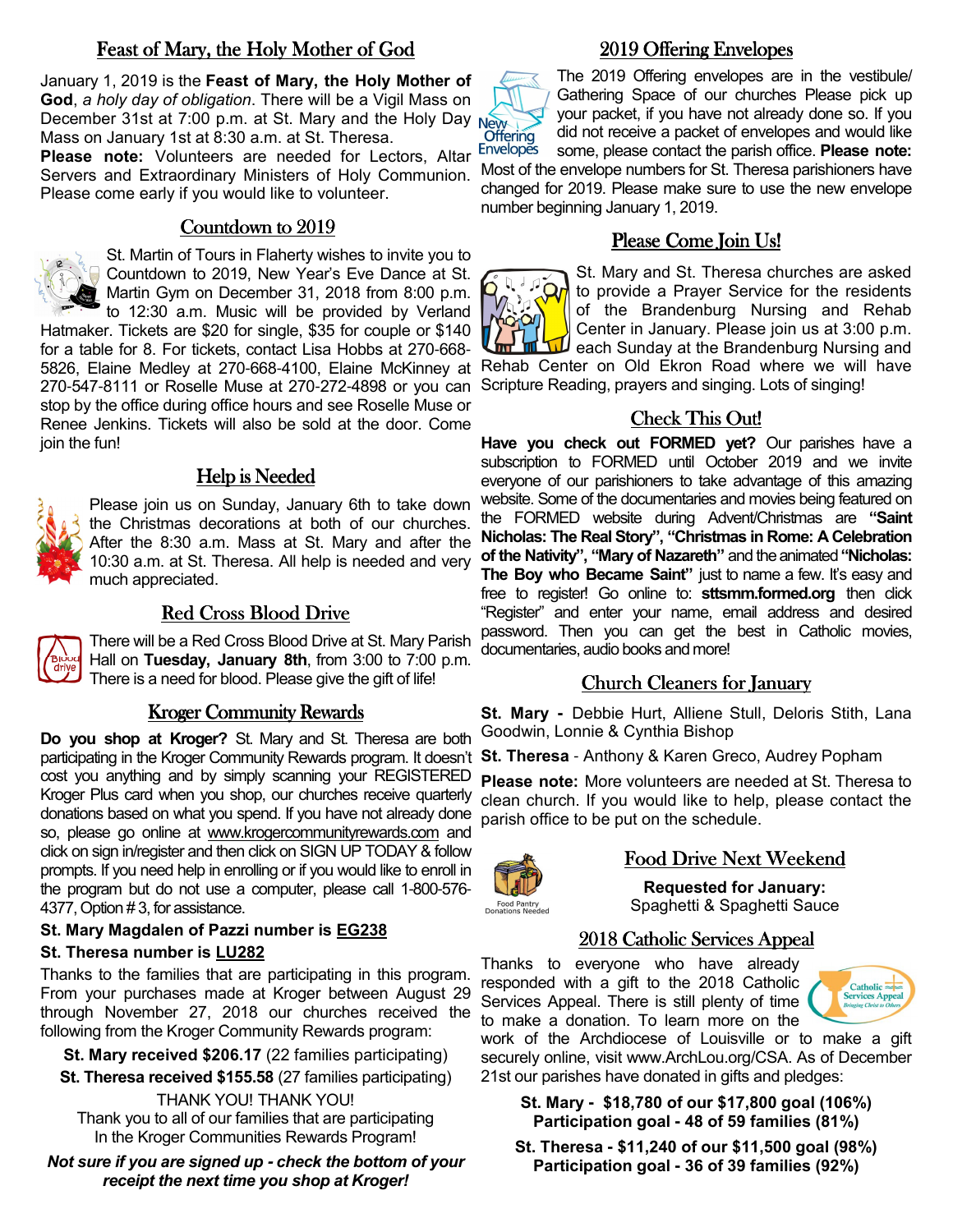## Feast of Mary, the Holy Mother of God

January 1, 2019 is the **Feast of Mary, the Holy Mother of God**, *a holy day of obligation*. There will be a Vigil Mass on December 31st at 7:00 p.m. at St. Mary and the Holy Day Mass on January 1st at 8:30 a.m. at St. Theresa.

**Please note:** Volunteers are needed for Lectors, Altar Servers and Extraordinary Ministers of Holy Communion. Please come early if you would like to volunteer.

## Countdown to 2019

St. Martin of Tours in Flaherty wishes to invite you to Countdown to 2019, New Year's Eve Dance at St. Martin Gym on December 31, 2018 from 8:00 p.m. to 12:30 a.m. Music will be provided by Verland Hatmaker. Tickets are $20 for single, $35 for couple or $140 for a table for 8. For tickets, contact Lisa Hobbs at 270-668-5826, Elaine Medley at 270-668-4100, Elaine McKinney at 270-547-8111 or Roselle Muse at 270-272-4898 or you can stop by the office during office hours and see Roselle Muse or Renee Jenkins. Tickets will also be sold at the door. Come join the fun!

## Help is Needed

Please join us on Sunday, January 6th to take down the Christmas decorations at both of our churches. After the 8:30 a.m. Mass at St. Mary and after the 10:30 a.m. at St. Theresa. All help is needed and very much appreciated.

## Red Cross Blood Drive

There will be a Red Cross Blood Drive at St. Mary Parish Hall on **Tuesday, January 8th**, from 3:00 to 7:00 p.m. There is a need for blood. Please give the gift of life!

## Kroger Community Rewards

**Do you shop at Kroger?** St. Mary and St. Theresa are both participating in the Kroger Community Rewards program. It doesn't cost you anything and by simply scanning your REGISTERED Kroger Plus card when you shop, our churches receive quarterly donations based on what you spend. If you have not already done so, please go online at www.krogercommunityrewards.com and click on sign in/register and then click on SIGN UP TODAY & follow prompts. If you need help in enrolling or if you would like to enroll in the program but do not use a computer, please call 1-800-576-4377, Option # 3, for assistance.

**St. Mary Magdalen of Pazzi number is EG238**
**St. Theresa number is LU282**

Thanks to the families that are participating in this program. From your purchases made at Kroger between August 29 through November 27, 2018 our churches received the following from the Kroger Community Rewards program:

**St. Mary received $206.17** (22 families participating)
**St. Theresa received $155.58** (27 families participating)

THANK YOU! THANK YOU!
Thank you to all of our families that are participating In the Kroger Communities Rewards Program!

***Not sure if you are signed up - check the bottom of your receipt the next time you shop at Kroger!***

## 2019 Offering Envelopes

The 2019 Offering envelopes are in the vestibule/ Gathering Space of our churches Please pick up your packet, if you have not already done so. If you did not receive a packet of envelopes and would like some, please contact the parish office. **Please note:** Most of the envelope numbers for St. Theresa parishioners have changed for 2019. Please make sure to use the new envelope number beginning January 1, 2019.

## Please Come Join Us!

St. Mary and St. Theresa churches are asked to provide a Prayer Service for the residents of the Brandenburg Nursing and Rehab Center in January. Please join us at 3:00 p.m. each Sunday at the Brandenburg Nursing and Rehab Center on Old Ekron Road where we will have Scripture Reading, prayers and singing. Lots of singing!

## Check This Out!

**Have you check out FORMED yet?** Our parishes have a subscription to FORMED until October 2019 and we invite everyone of our parishioners to take advantage of this amazing website. Some of the documentaries and movies being featured on the FORMED website during Advent/Christmas are **"Saint Nicholas: The Real Story", "Christmas in Rome: A Celebration of the Nativity", "Mary of Nazareth"** and the animated **"Nicholas: The Boy who Became Saint"** just to name a few. It's easy and free to register! Go online to: **sttsmm.formed.org** then click "Register" and enter your name, email address and desired password. Then you can get the best in Catholic movies, documentaries, audio books and more!

## Church Cleaners for January

**St. Mary -** Debbie Hurt, Alliene Stull, Deloris Stith, Lana Goodwin, Lonnie & Cynthia Bishop

**St. Theresa** - Anthony & Karen Greco, Audrey Popham

**Please note:** More volunteers are needed at St. Theresa to clean church. If you would like to help, please contact the parish office to be put on the schedule.

## Food Drive Next Weekend

Food Pantry Donations Needed

**Requested for January:**
Spaghetti & Spaghetti Sauce

## 2018 Catholic Services Appeal

Thanks to everyone who have already responded with a gift to the 2018 Catholic Services Appeal. There is still plenty of time to make a donation. To learn more on the work of the Archdiocese of Louisville or to make a gift securely online, visit www.ArchLou.org/CSA. As of December 21st our parishes have donated in gifts and pledges:

**St. Mary - $18,780 of our $17,800 goal (106%)**
**Participation goal - 48 of 59 families (81%)**

**St. Theresa - $11,240 of our $11,500 goal (98%)**
**Participation goal - 36 of 39 families (92%)**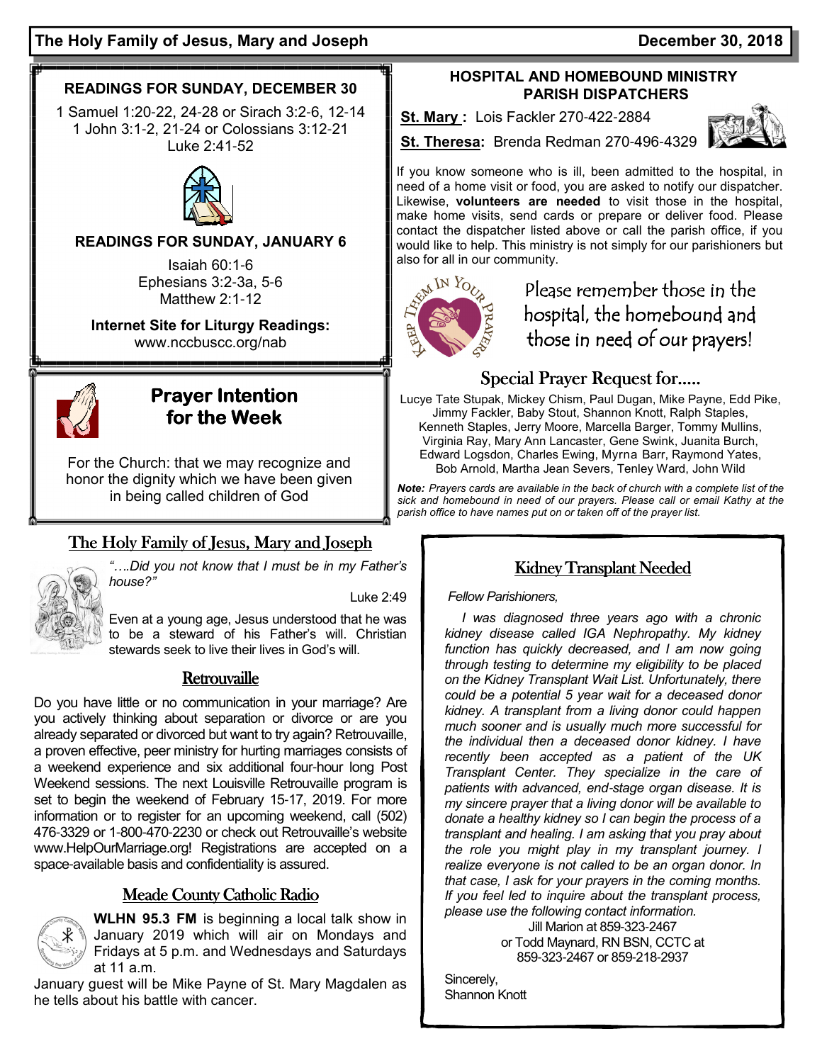**The Holy Family of Jesus, Mary and Joseph** **December 30, 2018**

## READINGS FOR SUNDAY, DECEMBER 30

1 Samuel 1:20-22, 24-28 or Sirach 3:2-6, 12-14
1 John 3:1-2, 21-24 or Colossians 3:12-21
Luke 2:41-52

## READINGS FOR SUNDAY, JANUARY 6

Isaiah 60:1-6
Ephesians 3:2-3a, 5-6
Matthew 2:1-12

**Internet Site for Liturgy Readings:**
www.nccbuscc.org/nab

## Prayer Intention for the Week

For the Church: that we may recognize and honor the dignity which we have been given in being called children of God

## The Holy Family of Jesus, Mary and Joseph

*"….Did you not know that I must be in my Father's house?"*

Luke 2:49

Even at a young age, Jesus understood that he was to be a steward of his Father's will. Christian stewards seek to live their lives in God's will.

## Retrouvaille

Do you have little or no communication in your marriage? Are you actively thinking about separation or divorce or are you already separated or divorced but want to try again? Retrouvaille, a proven effective, peer ministry for hurting marriages consists of a weekend experience and six additional four-hour long Post Weekend sessions. The next Louisville Retrouvaille program is set to begin the weekend of February 15-17, 2019. For more information or to register for an upcoming weekend, call (502) 476-3329 or 1-800-470-2230 or check out Retrouvaille's website www.HelpOurMarriage.org! Registrations are accepted on a space-available basis and confidentiality is assured.

## Meade County Catholic Radio

**WLHN 95.3 FM** is beginning a local talk show in January 2019 which will air on Mondays and Fridays at 5 p.m. and Wednesdays and Saturdays at 11 a.m.

January guest will be Mike Payne of St. Mary Magdalen as he tells about his battle with cancer.

## HOSPITAL AND HOMEBOUND MINISTRY PARISH DISPATCHERS

**St. Mary :** Lois Fackler 270-422-2884

**St. Theresa:** Brenda Redman 270-496-4329

If you know someone who is ill, been admitted to the hospital, in need of a home visit or food, you are asked to notify our dispatcher. Likewise, **volunteers are needed** to visit those in the hospital, make home visits, send cards or prepare or deliver food. Please contact the dispatcher listed above or call the parish office, if you would like to help. This ministry is not simply for our parishioners but also for all in our community.

Keep Them In Your Prayers

Please remember those in the hospital, the homebound and those in need of our prayers!

## Special Prayer Request for.....

Lucye Tate Stupak, Mickey Chism, Paul Dugan, Mike Payne, Edd Pike, Jimmy Fackler, Baby Stout, Shannon Knott, Ralph Staples, Kenneth Staples, Jerry Moore, Marcella Barger, Tommy Mullins, Virginia Ray, Mary Ann Lancaster, Gene Swink, Juanita Burch, Edward Logsdon, Charles Ewing, Myrna Barr, Raymond Yates, Bob Arnold, Martha Jean Severs, Tenley Ward, John Wild

***Note:*** *Prayers cards are available in the back of church with a complete list of the sick and homebound in need of our prayers. Please call or email Kathy at the parish office to have names put on or taken off of the prayer list.*

## Kidney Transplant Needed

*Fellow Parishioners,*

*I was diagnosed three years ago with a chronic kidney disease called IGA Nephropathy. My kidney function has quickly decreased, and I am now going through testing to determine my eligibility to be placed on the Kidney Transplant Wait List. Unfortunately, there could be a potential 5 year wait for a deceased donor kidney. A transplant from a living donor could happen much sooner and is usually much more successful for the individual then a deceased donor kidney. I have recently been accepted as a patient of the UK Transplant Center. They specialize in the care of patients with advanced, end-stage organ disease. It is my sincere prayer that a living donor will be available to donate a healthy kidney so I can begin the process of a transplant and healing. I am asking that you pray about the role you might play in my transplant journey. I realize everyone is not called to be an organ donor. In that case, I ask for your prayers in the coming months. If you feel led to inquire about the transplant process, please use the following contact information.*

Jill Marion at 859-323-2467
or Todd Maynard, RN BSN, CCTC at
859-323-2467 or 859-218-2937

Sincerely,
Shannon Knott